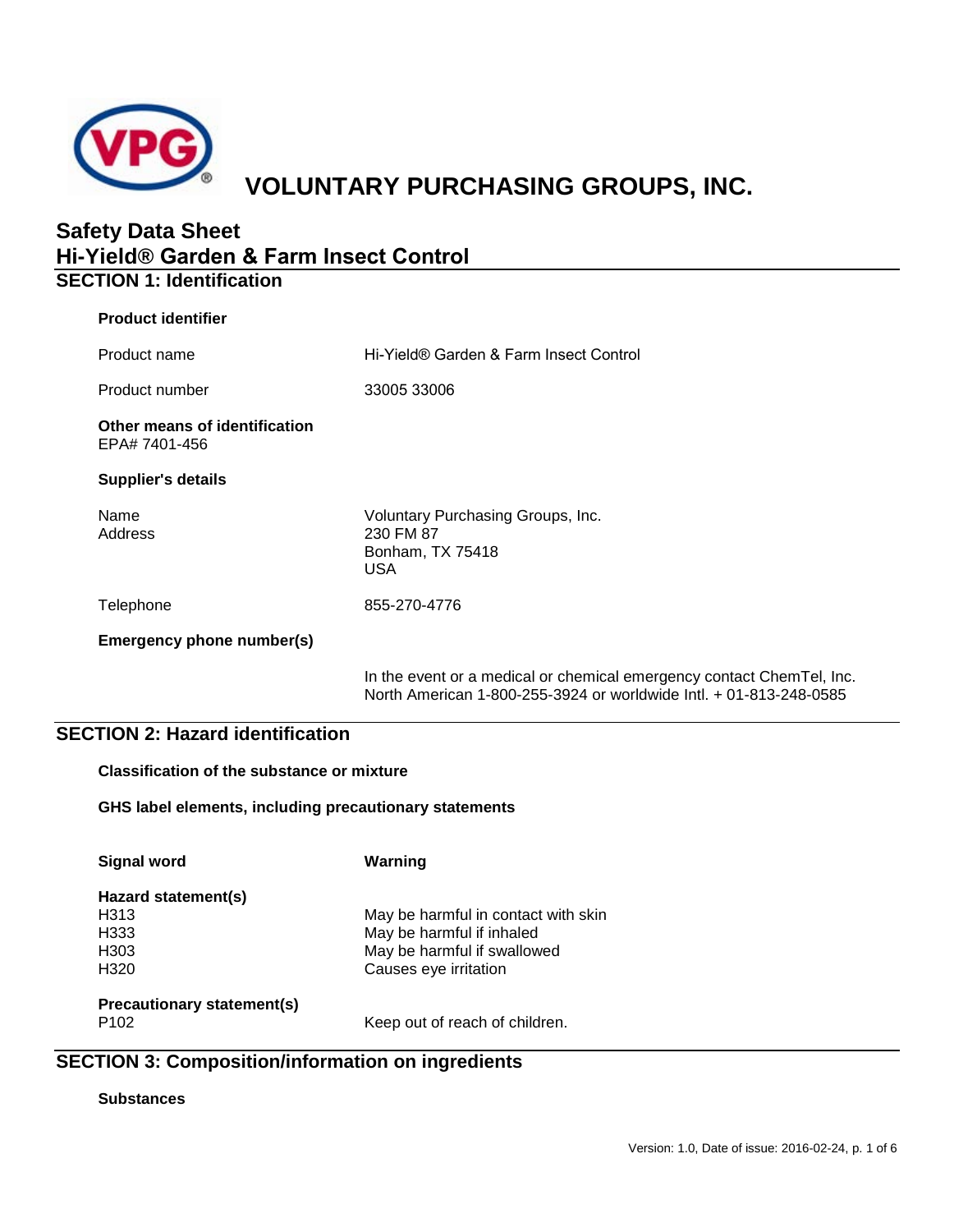# VOLUNTARY PURCHASING GROUPS, INC.

## Safety Data Sheet
## Hi-Yield® Garden & Farm Insect Control

## SECTION 1: Identification

**Product identifier**

| | |
|---|---|
| Product name | Hi-Yield® Garden & Farm Insect Control |
| Product number | 33005 33006 |

**Other means of identification**
EPA# 7401-456

**Supplier's details**

| | |
|---|---|
| Name<br>Address | Voluntary Purchasing Groups, Inc.<br>230 FM 87<br>Bonham, TX 75418<br>USA |
| Telephone | 855-270-4776 |

**Emergency phone number(s)**

In the event or a medical or chemical emergency contact ChemTel, Inc. North American 1-800-255-3924 or worldwide Intl. + 01-813-248-0585

## SECTION 2: Hazard identification

**Classification of the substance or mixture**

**GHS label elements, including precautionary statements**

| | |
|---|---|
| **Signal word** | **Warning** |

**Hazard statement(s)**

| | |
|---|---|
| H313 | May be harmful in contact with skin |
| H333 | May be harmful if inhaled |
| H303 | May be harmful if swallowed |
| H320 | Causes eye irritation |

**Precautionary statement(s)**

| | |
|---|---|
| P102 | Keep out of reach of children. |

## SECTION 3: Composition/information on ingredients

**Substances**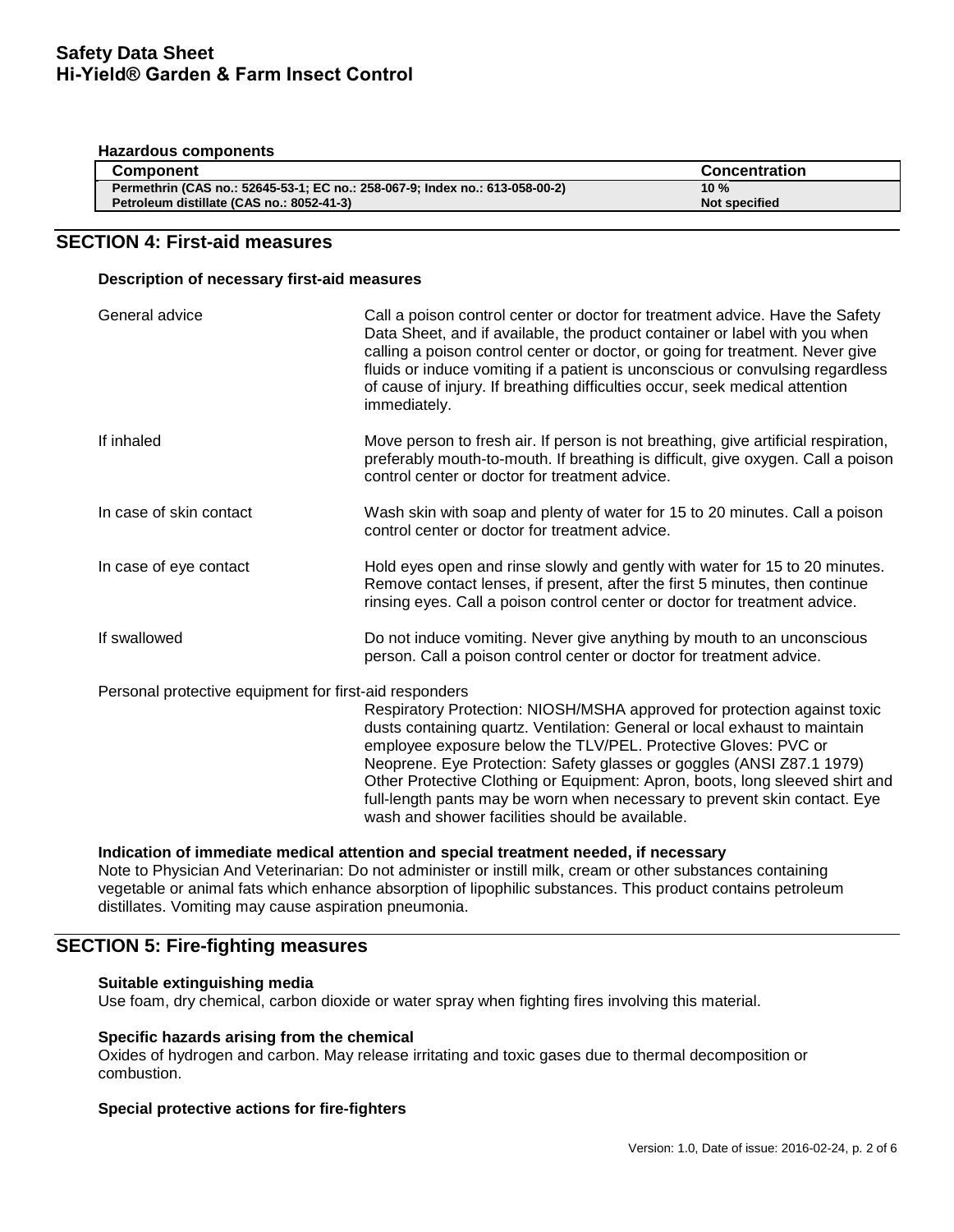**Hazardous components**

| Component | Concentration |
| --- | --- |
| Permethrin (CAS no.: 52645-53-1; EC no.: 258-067-9; Index no.: 613-058-00-2) | 10 % |
| Petroleum distillate (CAS no.: 8052-41-3) | Not specified |

## SECTION 4: First-aid measures

### Description of necessary first-aid measures

**General advice**
Call a poison control center or doctor for treatment advice. Have the Safety Data Sheet, and if available, the product container or label with you when calling a poison control center or doctor, or going for treatment. Never give fluids or induce vomiting if a patient is unconscious or convulsing regardless of cause of injury. If breathing difficulties occur, seek medical attention immediately.

**If inhaled**
Move person to fresh air. If person is not breathing, give artificial respiration, preferably mouth-to-mouth. If breathing is difficult, give oxygen. Call a poison control center or doctor for treatment advice.

**In case of skin contact**
Wash skin with soap and plenty of water for 15 to 20 minutes. Call a poison control center or doctor for treatment advice.

**In case of eye contact**
Hold eyes open and rinse slowly and gently with water for 15 to 20 minutes. Remove contact lenses, if present, after the first 5 minutes, then continue rinsing eyes. Call a poison control center or doctor for treatment advice.

**If swallowed**
Do not induce vomiting. Never give anything by mouth to an unconscious person. Call a poison control center or doctor for treatment advice.

**Personal protective equipment for first-aid responders**
Respiratory Protection: NIOSH/MSHA approved for protection against toxic dusts containing quartz. Ventilation: General or local exhaust to maintain employee exposure below the TLV/PEL. Protective Gloves: PVC or Neoprene. Eye Protection: Safety glasses or goggles (ANSI Z87.1 1979) Other Protective Clothing or Equipment: Apron, boots, long sleeved shirt and full-length pants may be worn when necessary to prevent skin contact. Eye wash and shower facilities should be available.

### Indication of immediate medical attention and special treatment needed, if necessary

Note to Physician And Veterinarian: Do not administer or instill milk, cream or other substances containing vegetable or animal fats which enhance absorption of lipophilic substances. This product contains petroleum distillates. Vomiting may cause aspiration pneumonia.

## SECTION 5: Fire-fighting measures

### Suitable extinguishing media

Use foam, dry chemical, carbon dioxide or water spray when fighting fires involving this material.

### Specific hazards arising from the chemical

Oxides of hydrogen and carbon. May release irritating and toxic gases due to thermal decomposition or combustion.

### Special protective actions for fire-fighters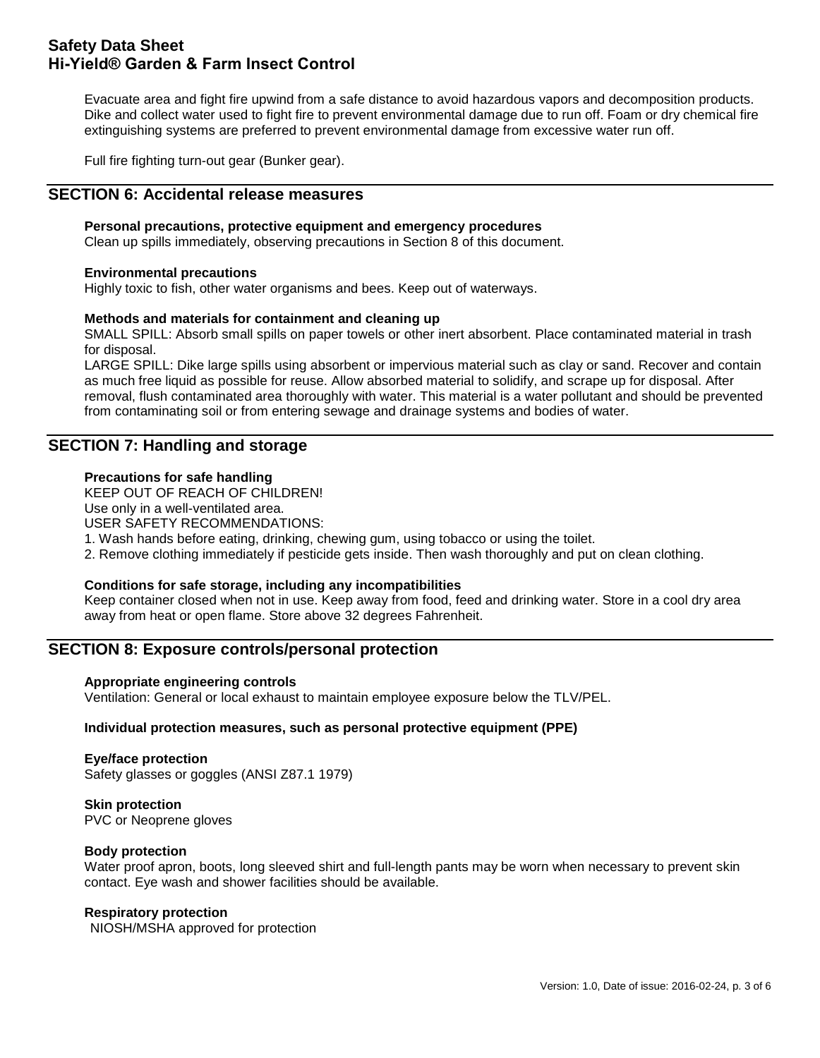Evacuate area and fight fire upwind from a safe distance to avoid hazardous vapors and decomposition products. Dike and collect water used to fight fire to prevent environmental damage due to run off. Foam or dry chemical fire extinguishing systems are preferred to prevent environmental damage from excessive water run off.

Full fire fighting turn-out gear (Bunker gear).

## SECTION 6: Accidental release measures

**Personal precautions, protective equipment and emergency procedures**
Clean up spills immediately, observing precautions in Section 8 of this document.

**Environmental precautions**
Highly toxic to fish, other water organisms and bees. Keep out of waterways.

**Methods and materials for containment and cleaning up**
SMALL SPILL: Absorb small spills on paper towels or other inert absorbent. Place contaminated material in trash for disposal.
LARGE SPILL: Dike large spills using absorbent or impervious material such as clay or sand. Recover and contain as much free liquid as possible for reuse. Allow absorbed material to solidify, and scrape up for disposal. After removal, flush contaminated area thoroughly with water. This material is a water pollutant and should be prevented from contaminating soil or from entering sewage and drainage systems and bodies of water.

## SECTION 7: Handling and storage

**Precautions for safe handling**
KEEP OUT OF REACH OF CHILDREN!
Use only in a well-ventilated area.
USER SAFETY RECOMMENDATIONS:
1. Wash hands before eating, drinking, chewing gum, using tobacco or using the toilet.
2. Remove clothing immediately if pesticide gets inside. Then wash thoroughly and put on clean clothing.

**Conditions for safe storage, including any incompatibilities**
Keep container closed when not in use. Keep away from food, feed and drinking water. Store in a cool dry area away from heat or open flame. Store above 32 degrees Fahrenheit.

## SECTION 8: Exposure controls/personal protection

**Appropriate engineering controls**
Ventilation: General or local exhaust to maintain employee exposure below the TLV/PEL.

**Individual protection measures, such as personal protective equipment (PPE)**

**Eye/face protection**
Safety glasses or goggles (ANSI Z87.1 1979)

**Skin protection**
PVC or Neoprene gloves

**Body protection**
Water proof apron, boots, long sleeved shirt and full-length pants may be worn when necessary to prevent skin contact. Eye wash and shower facilities should be available.

**Respiratory protection**
NIOSH/MSHA approved for protection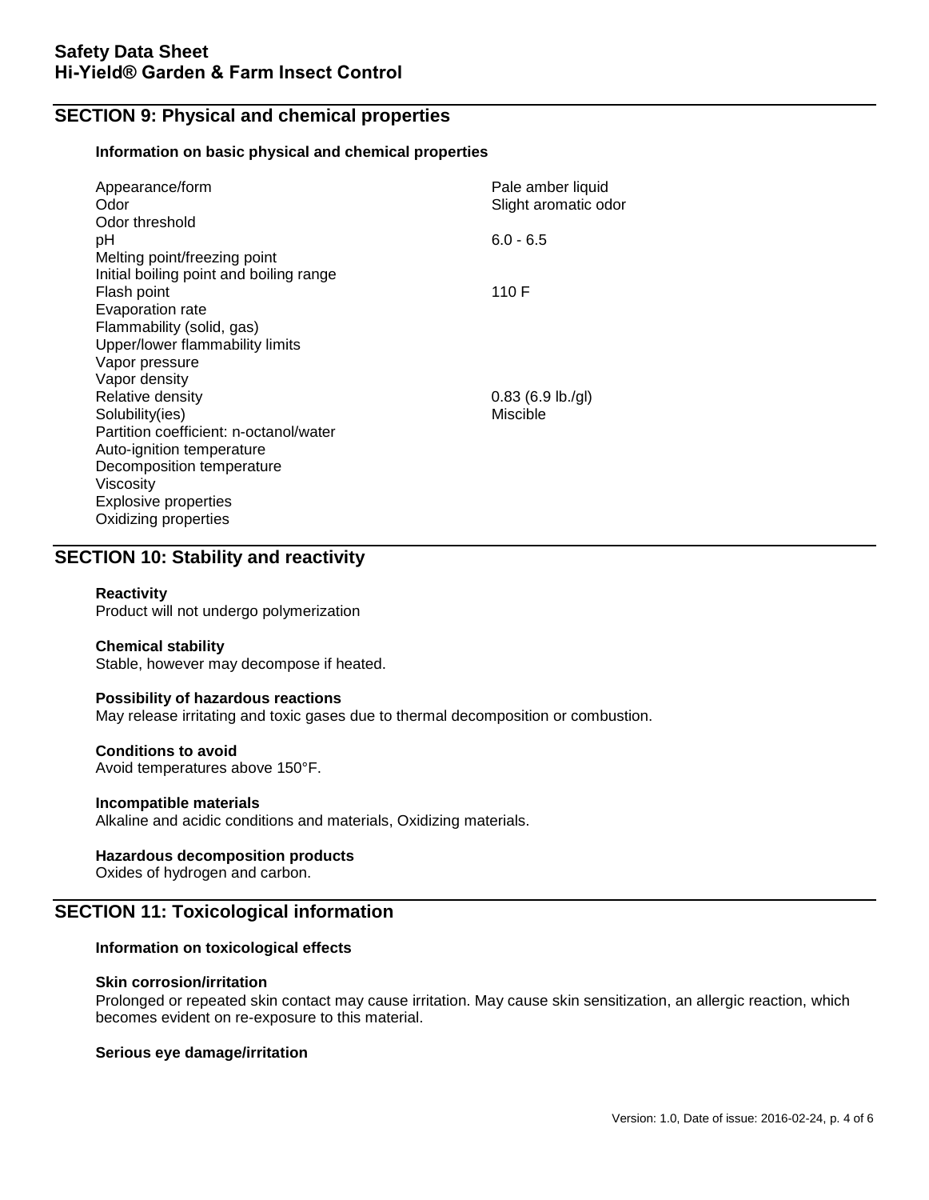## SECTION 9: Physical and chemical properties

### Information on basic physical and chemical properties

| Property | Value |
|---|---|
| Appearance/form | Pale amber liquid |
| Odor | Slight aromatic odor |
| Odor threshold | |
| pH | 6.0 - 6.5 |
| Melting point/freezing point | |
| Initial boiling point and boiling range | |
| Flash point | 110 F |
| Evaporation rate | |
| Flammability (solid, gas) | |
| Upper/lower flammability limits | |
| Vapor pressure | |
| Vapor density | |
| Relative density | 0.83 (6.9 lb./gl) |
| Solubility(ies) | Miscible |
| Partition coefficient: n-octanol/water | |
| Auto-ignition temperature | |
| Decomposition temperature | |
| Viscosity | |
| Explosive properties | |
| Oxidizing properties | |

## SECTION 10: Stability and reactivity

**Reactivity**
Product will not undergo polymerization

**Chemical stability**
Stable, however may decompose if heated.

**Possibility of hazardous reactions**
May release irritating and toxic gases due to thermal decomposition or combustion.

**Conditions to avoid**
Avoid temperatures above 150°F.

**Incompatible materials**
Alkaline and acidic conditions and materials, Oxidizing materials.

**Hazardous decomposition products**
Oxides of hydrogen and carbon.

## SECTION 11: Toxicological information

### Information on toxicological effects

**Skin corrosion/irritation**
Prolonged or repeated skin contact may cause irritation. May cause skin sensitization, an allergic reaction, which becomes evident on re-exposure to this material.

**Serious eye damage/irritation**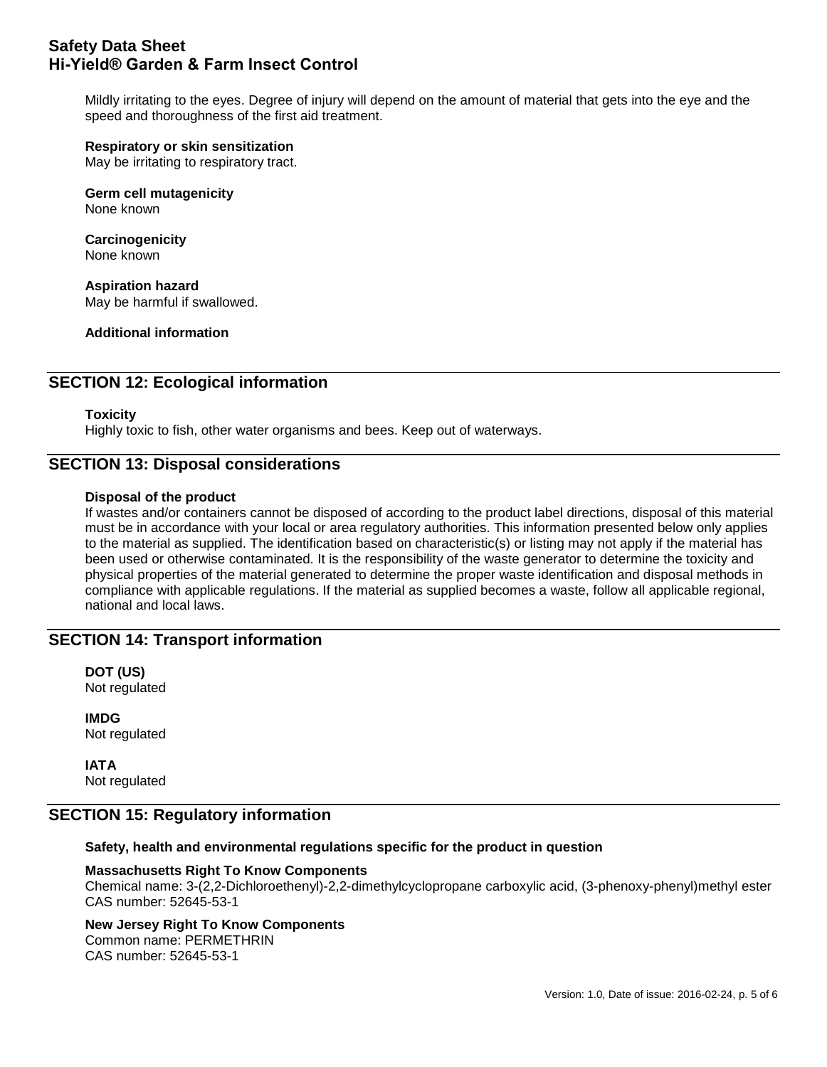Mildly irritating to the eyes. Degree of injury will depend on the amount of material that gets into the eye and the speed and thoroughness of the first aid treatment.

**Respiratory or skin sensitization**
May be irritating to respiratory tract.

**Germ cell mutagenicity**
None known

**Carcinogenicity**
None known

**Aspiration hazard**
May be harmful if swallowed.

**Additional information**

## SECTION 12: Ecological information

**Toxicity**
Highly toxic to fish, other water organisms and bees. Keep out of waterways.

## SECTION 13: Disposal considerations

**Disposal of the product**
If wastes and/or containers cannot be disposed of according to the product label directions, disposal of this material must be in accordance with your local or area regulatory authorities. This information presented below only applies to the material as supplied. The identification based on characteristic(s) or listing may not apply if the material has been used or otherwise contaminated. It is the responsibility of the waste generator to determine the toxicity and physical properties of the material generated to determine the proper waste identification and disposal methods in compliance with applicable regulations. If the material as supplied becomes a waste, follow all applicable regional, national and local laws.

## SECTION 14: Transport information

**DOT (US)**
Not regulated

**IMDG**
Not regulated

**IATA**
Not regulated

## SECTION 15: Regulatory information

**Safety, health and environmental regulations specific for the product in question**

**Massachusetts Right To Know Components**
Chemical name: 3-(2,2-Dichloroethenyl)-2,2-dimethylcyclopropane carboxylic acid, (3-phenoxy-phenyl)methyl ester
CAS number: 52645-53-1

**New Jersey Right To Know Components**
Common name: PERMETHRIN
CAS number: 52645-53-1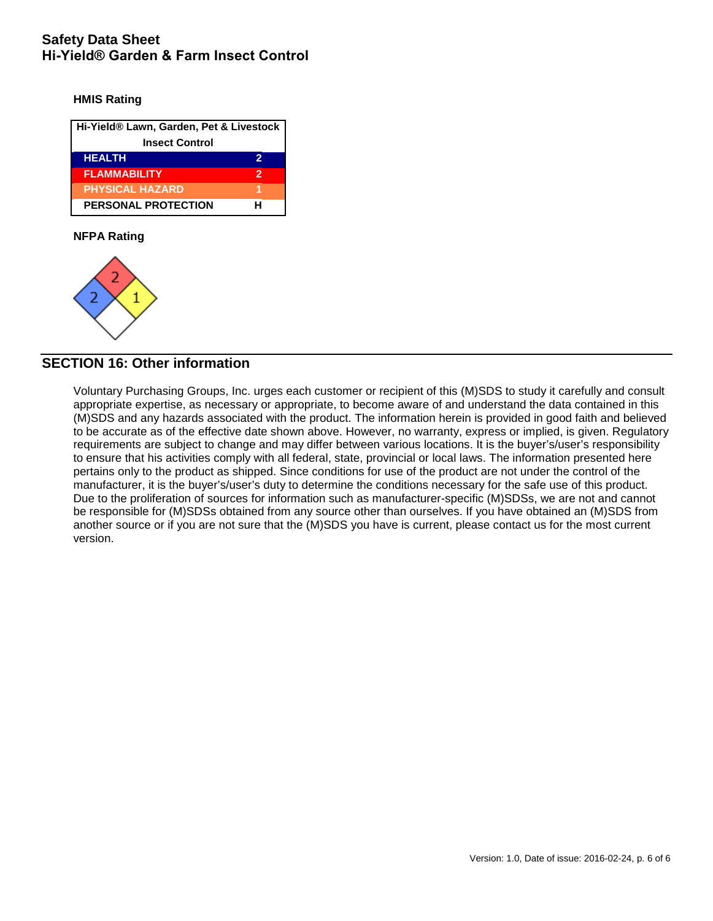**HMIS Rating**

| Hi-Yield® Lawn, Garden, Pet & Livestock Insect Control | |
|---|---|
| HEALTH | 2 |
| FLAMMABILITY | 2 |
| PHYSICAL HAZARD | 1 |
| PERSONAL PROTECTION | H |

**NFPA Rating**

2

2

1

## SECTION 16: Other information

Voluntary Purchasing Groups, Inc. urges each customer or recipient of this (M)SDS to study it carefully and consult appropriate expertise, as necessary or appropriate, to become aware of and understand the data contained in this (M)SDS and any hazards associated with the product. The information herein is provided in good faith and believed to be accurate as of the effective date shown above. However, no warranty, express or implied, is given. Regulatory requirements are subject to change and may differ between various locations. It is the buyer's/user's responsibility to ensure that his activities comply with all federal, state, provincial or local laws. The information presented here pertains only to the product as shipped. Since conditions for use of the product are not under the control of the manufacturer, it is the buyer's/user's duty to determine the conditions necessary for the safe use of this product. Due to the proliferation of sources for information such as manufacturer-specific (M)SDSs, we are not and cannot be responsible for (M)SDSs obtained from any source other than ourselves. If you have obtained an (M)SDS from another source or if you are not sure that the (M)SDS you have is current, please contact us for the most current version.